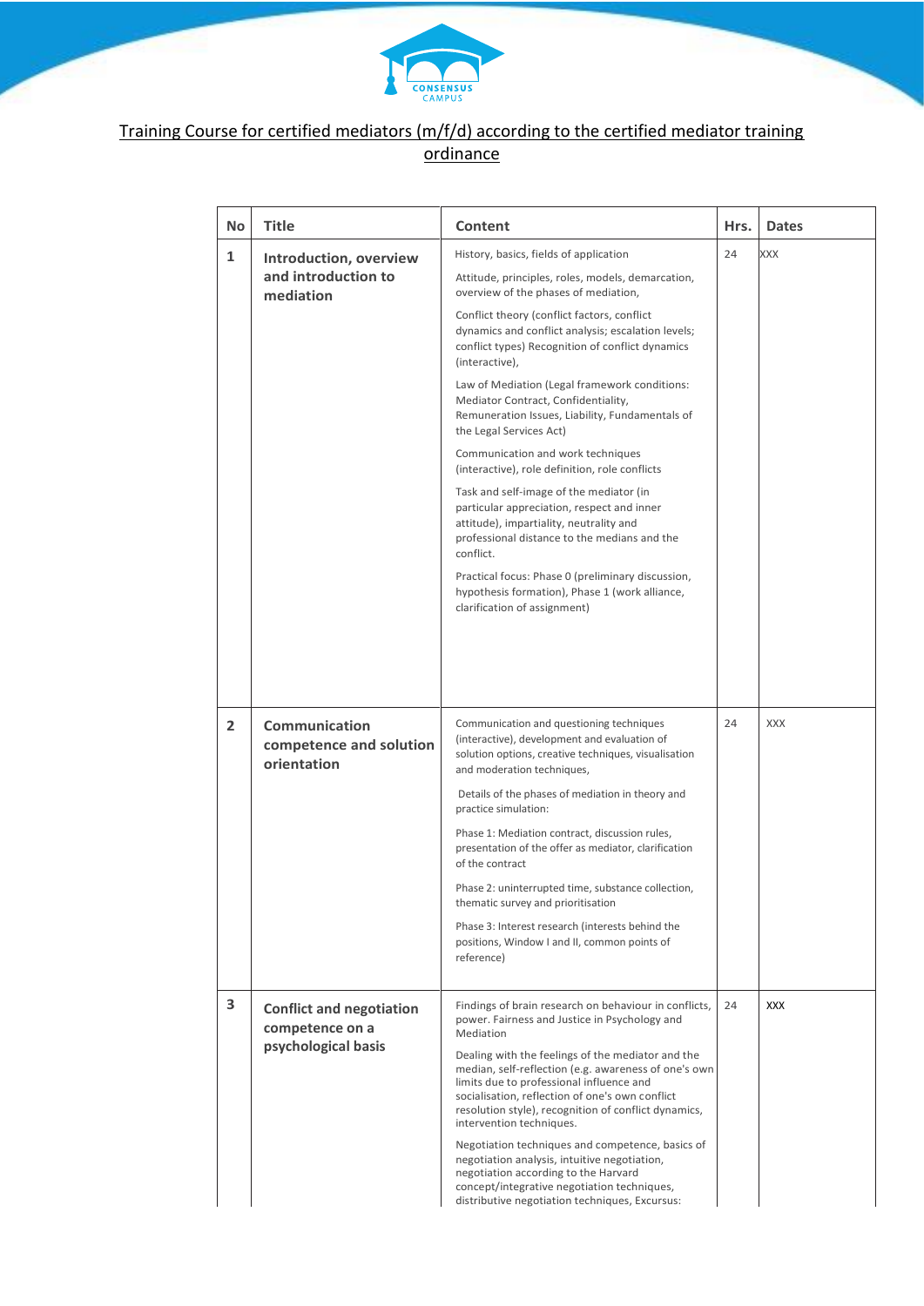CONSENSUS CAMPUS

Training Course for certified mediators (m/f/d) according to the certified mediator training ordinance

| No | Title | Content | Hrs. | Dates |
|---|---|---|---|---|
| 1 | **Introduction, overview and introduction to mediation** | History, basics, fields of application<br><br>Attitude, principles, roles, models, demarcation, overview of the phases of mediation,<br><br>Conflict theory (conflict factors, conflict dynamics and conflict analysis; escalation levels; conflict types) Recognition of conflict dynamics (interactive),<br><br>Law of Mediation (Legal framework conditions: Mediator Contract, Confidentiality, Remuneration Issues, Liability, Fundamentals of the Legal Services Act)<br><br>Communication and work techniques (interactive), role definition, role conflicts<br><br>Task and self-image of the mediator (in particular appreciation, respect and inner attitude), impartiality, neutrality and professional distance to the medians and the conflict.<br><br>Practical focus: Phase 0 (preliminary discussion, hypothesis formation), Phase 1 (work alliance, clarification of assignment) | 24 | XXX |
| 2 | **Communication competence and solution orientation** | Communication and questioning techniques (interactive), development and evaluation of solution options, creative techniques, visualisation and moderation techniques,<br><br>Details of the phases of mediation in theory and practice simulation:<br><br>Phase 1: Mediation contract, discussion rules, presentation of the offer as mediator, clarification of the contract<br><br>Phase 2: uninterrupted time, substance collection, thematic survey and prioritisation<br><br>Phase 3: Interest research (interests behind the positions, Window I and II, common points of reference) | 24 | XXX |
| 3 | **Conflict and negotiation competence on a psychological basis** | Findings of brain research on behaviour in conflicts, power. Fairness and Justice in Psychology and Mediation<br><br>Dealing with the feelings of the mediator and the median, self-reflection (e.g. awareness of one's own limits due to professional influence and socialisation, reflection of one's own conflict resolution style), recognition of conflict dynamics, intervention techniques.<br><br>Negotiation techniques and competence, basics of negotiation analysis, intuitive negotiation, negotiation according to the Harvard concept/integrative negotiation techniques, distributive negotiation techniques, Excursus: | 24 | XXX |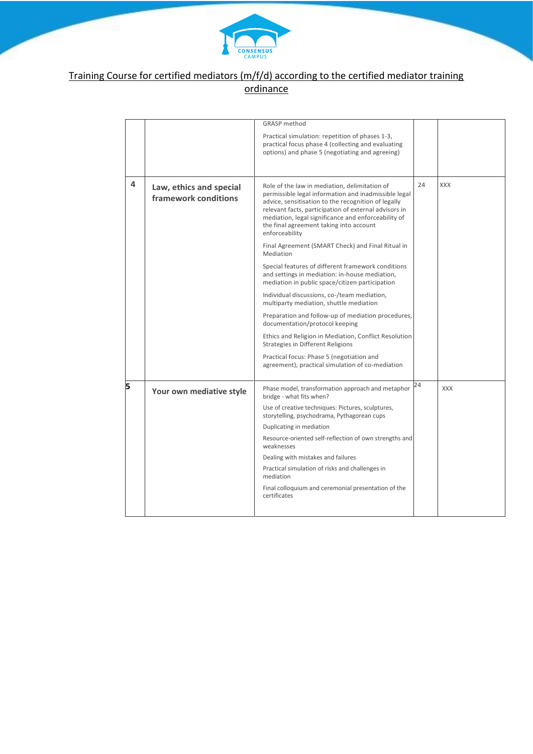Training Course for certified mediators (m/f/d) according to the certified mediator training ordinance

| | | | | |
|---|---|---|---|---|
| | | GRASP method<br><br>Practical simulation: repetition of phases 1-3, practical focus phase 4 (collecting and evaluating options) and phase 5 (negotiating and agreeing) | | |
| 4 | **Law, ethics and special framework conditions** | Role of the law in mediation, delimitation of permissible legal information and inadmissible legal advice, sensitisation to the recognition of legally relevant facts, participation of external advisors in mediation, legal significance and enforceability of the final agreement taking into account enforceability<br><br>Final Agreement (SMART Check) and Final Ritual in Mediation<br><br>Special features of different framework conditions and settings in mediation: in-house mediation, mediation in public space/citizen participation<br><br>Individual discussions, co-/team mediation, multiparty mediation, shuttle mediation<br><br>Preparation and follow-up of mediation procedures, documentation/protocol keeping<br><br>Ethics and Religion in Mediation, Conflict Resolution Strategies in Different Religions<br><br>Practical focus: Phase 5 (negotiation and agreement), practical simulation of co-mediation | 24 | XXX |
| 5 | **Your own mediative style** | Phase model, transformation approach and metaphor bridge - what fits when?<br><br>Use of creative techniques: Pictures, sculptures, storytelling, psychodrama, Pythagorean cups<br><br>Duplicating in mediation<br><br>Resource-oriented self-reflection of own strengths and weaknesses<br><br>Dealing with mistakes and failures<br><br>Practical simulation of risks and challenges in mediation<br><br>Final colloquium and ceremonial presentation of the certificates | 24 | XXX |